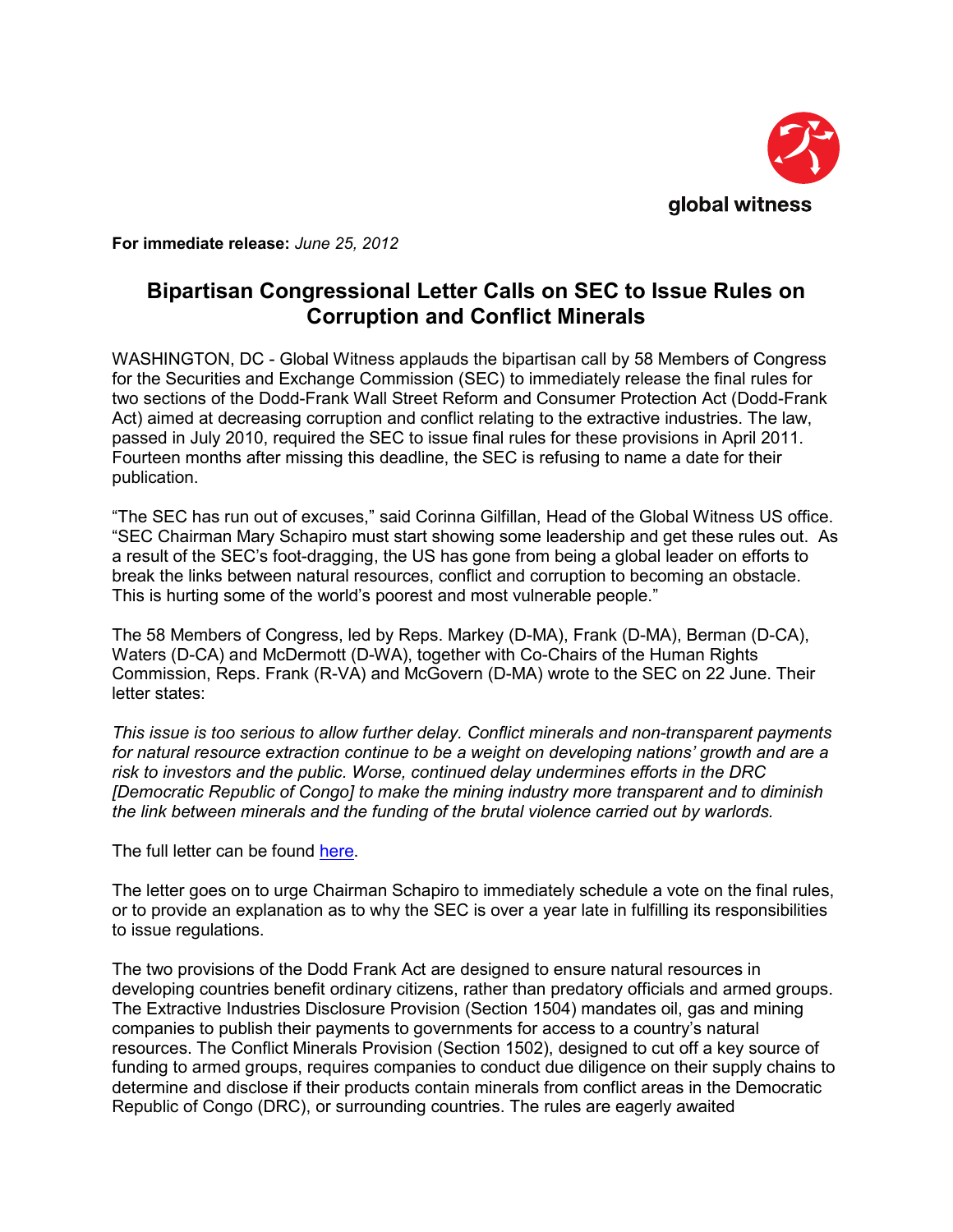global witness

**For immediate release:** *June 25, 2012*

# Bipartisan Congressional Letter Calls on SEC to Issue Rules on Corruption and Conflict Minerals

WASHINGTON, DC - Global Witness applauds the bipartisan call by 58 Members of Congress for the Securities and Exchange Commission (SEC) to immediately release the final rules for two sections of the Dodd-Frank Wall Street Reform and Consumer Protection Act (Dodd-Frank Act) aimed at decreasing corruption and conflict relating to the extractive industries. The law, passed in July 2010, required the SEC to issue final rules for these provisions in April 2011. Fourteen months after missing this deadline, the SEC is refusing to name a date for their publication.

"The SEC has run out of excuses," said Corinna Gilfillan, Head of the Global Witness US office. "SEC Chairman Mary Schapiro must start showing some leadership and get these rules out. As a result of the SEC's foot-dragging, the US has gone from being a global leader on efforts to break the links between natural resources, conflict and corruption to becoming an obstacle. This is hurting some of the world's poorest and most vulnerable people."

The 58 Members of Congress, led by Reps. Markey (D-MA), Frank (D-MA), Berman (D-CA), Waters (D-CA) and McDermott (D-WA), together with Co-Chairs of the Human Rights Commission, Reps. Frank (R-VA) and McGovern (D-MA) wrote to the SEC on 22 June. Their letter states:

*This issue is too serious to allow further delay. Conflict minerals and non-transparent payments for natural resource extraction continue to be a weight on developing nations' growth and are a risk to investors and the public. Worse, continued delay undermines efforts in the DRC [Democratic Republic of Congo] to make the mining industry more transparent and to diminish the link between minerals and the funding of the brutal violence carried out by warlords.*

The full letter can be found here.

The letter goes on to urge Chairman Schapiro to immediately schedule a vote on the final rules, or to provide an explanation as to why the SEC is over a year late in fulfilling its responsibilities to issue regulations.

The two provisions of the Dodd Frank Act are designed to ensure natural resources in developing countries benefit ordinary citizens, rather than predatory officials and armed groups. The Extractive Industries Disclosure Provision (Section 1504) mandates oil, gas and mining companies to publish their payments to governments for access to a country's natural resources. The Conflict Minerals Provision (Section 1502), designed to cut off a key source of funding to armed groups, requires companies to conduct due diligence on their supply chains to determine and disclose if their products contain minerals from conflict areas in the Democratic Republic of Congo (DRC), or surrounding countries. The rules are eagerly awaited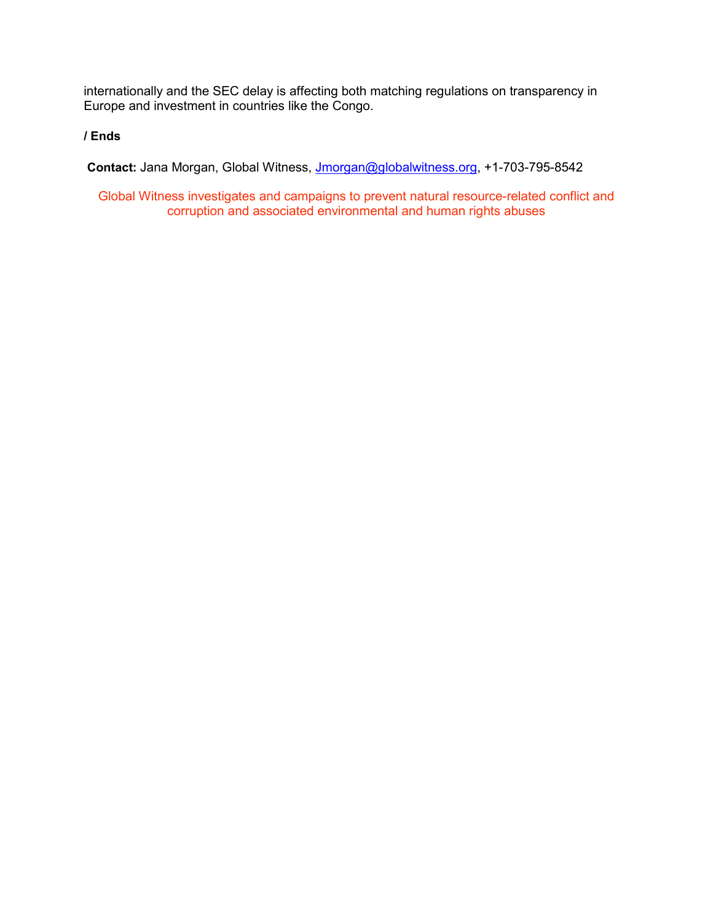internationally and the SEC delay is affecting both matching regulations on transparency in Europe and investment in countries like the Congo.

**/ Ends**

**Contact:** Jana Morgan, Global Witness, Jmorgan@globalwitness.org, +1-703-795-8542

Global Witness investigates and campaigns to prevent natural resource-related conflict and corruption and associated environmental and human rights abuses